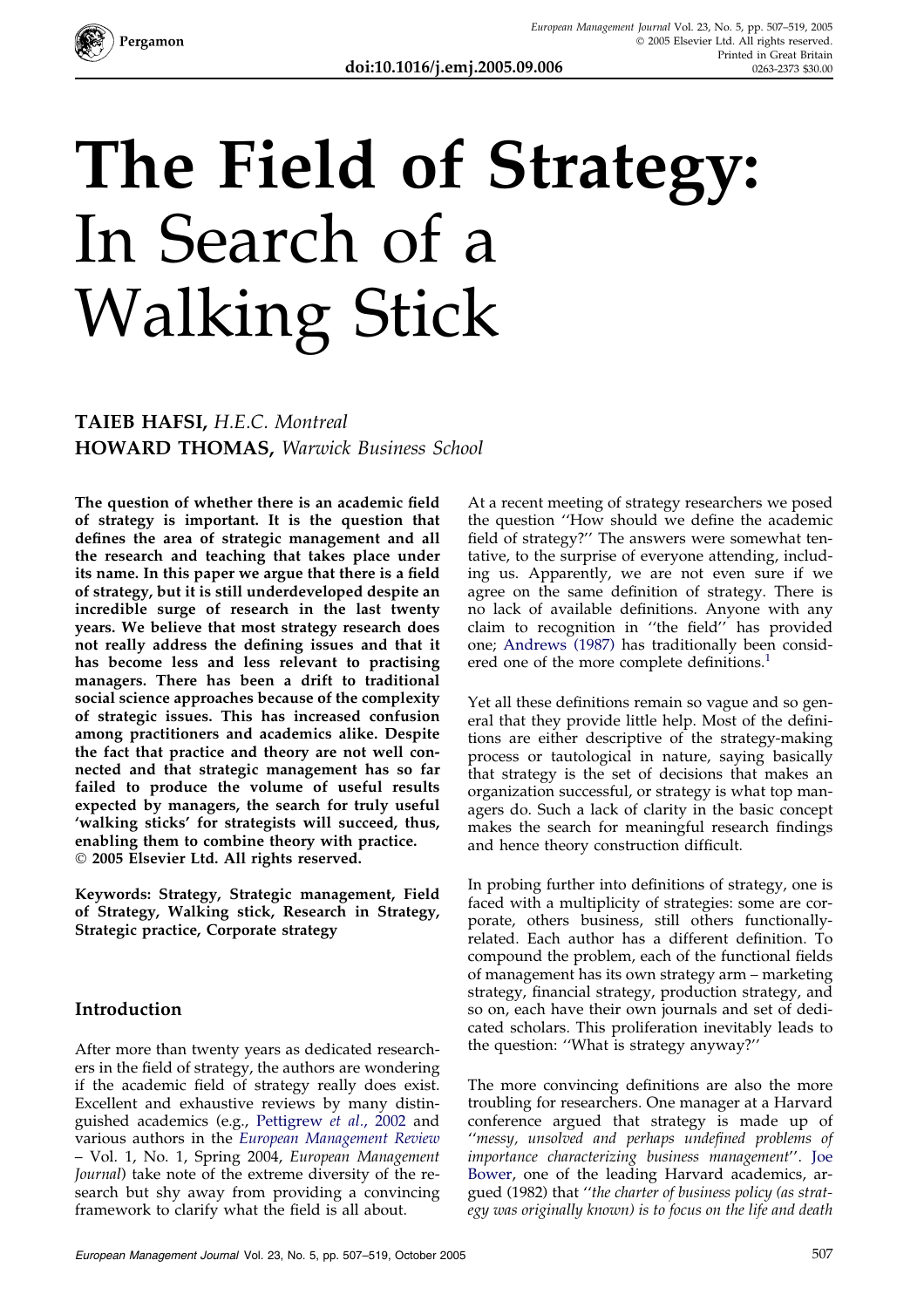# The Field of Strategy: In Search of a Walking Stick

**TAIEB HAFSI,** *H.E.C. Montreal*
**HOWARD THOMAS,** *Warwick Business School*

**The question of whether there is an academic field of strategy is important. It is the question that defines the area of strategic management and all the research and teaching that takes place under its name. In this paper we argue that there is a field of strategy, but it is still underdeveloped despite an incredible surge of research in the last twenty years. We believe that most strategy research does not really address the defining issues and that it has become less and less relevant to practising managers. There has been a drift to traditional social science approaches because of the complexity of strategic issues. This has increased confusion among practitioners and academics alike. Despite the fact that practice and theory are not well connected and that strategic management has so far failed to produce the volume of useful results expected by managers, the search for truly useful 'walking sticks' for strategists will succeed, thus, enabling them to combine theory with practice.**
**© 2005 Elsevier Ltd. All rights reserved.**

**Keywords: Strategy, Strategic management, Field of Strategy, Walking stick, Research in Strategy, Strategic practice, Corporate strategy**

## Introduction

After more than twenty years as dedicated researchers in the field of strategy, the authors are wondering if the academic field of strategy really does exist. Excellent and exhaustive reviews by many distinguished academics (e.g., Pettigrew *et al.*, 2002 and various authors in the *European Management Review* – Vol. 1, No. 1, Spring 2004, *European Management Journal*) take note of the extreme diversity of the research but shy away from providing a convincing framework to clarify what the field is all about.

At a recent meeting of strategy researchers we posed the question ''How should we define the academic field of strategy?'' The answers were somewhat tentative, to the surprise of everyone attending, including us. Apparently, we are not even sure if we agree on the same definition of strategy. There is no lack of available definitions. Anyone with any claim to recognition in ''the field'' has provided one; Andrews (1987) has traditionally been considered one of the more complete definitions.[1]

Yet all these definitions remain so vague and so general that they provide little help. Most of the definitions are either descriptive of the strategy-making process or tautological in nature, saying basically that strategy is the set of decisions that makes an organization successful, or strategy is what top managers do. Such a lack of clarity in the basic concept makes the search for meaningful research findings and hence theory construction difficult.

In probing further into definitions of strategy, one is faced with a multiplicity of strategies: some are corporate, others business, still others functionally-related. Each author has a different definition. To compound the problem, each of the functional fields of management has its own strategy arm – marketing strategy, financial strategy, production strategy, and so on, each have their own journals and set of dedicated scholars. This proliferation inevitably leads to the question: ''What is strategy anyway?''

The more convincing definitions are also the more troubling for researchers. One manager at a Harvard conference argued that strategy is made up of ''*messy, unsolved and perhaps undefined problems of importance characterizing business management*''. Joe Bower, one of the leading Harvard academics, argued (1982) that ''*the charter of business policy (as strategy was originally known) is to focus on the life and death*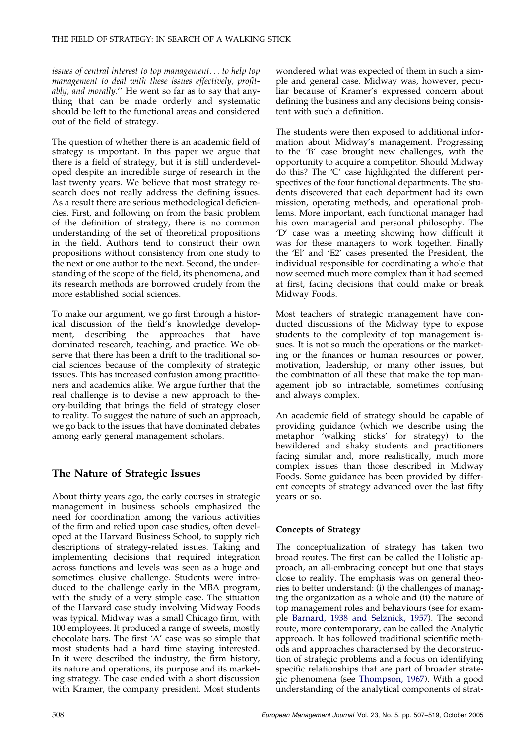*issues of central interest to top management… to help top management to deal with these issues effectively, profitably, and morally*.'' He went so far as to say that anything that can be made orderly and systematic should be left to the functional areas and considered out of the field of strategy.

The question of whether there is an academic field of strategy is important. In this paper we argue that there is a field of strategy, but it is still underdeveloped despite an incredible surge of research in the last twenty years. We believe that most strategy research does not really address the defining issues. As a result there are serious methodological deficiencies. First, and following on from the basic problem of the definition of strategy, there is no common understanding of the set of theoretical propositions in the field. Authors tend to construct their own propositions without consistency from one study to the next or one author to the next. Second, the understanding of the scope of the field, its phenomena, and its research methods are borrowed crudely from the more established social sciences.

To make our argument, we go first through a historical discussion of the field's knowledge development, describing the approaches that have dominated research, teaching, and practice. We observe that there has been a drift to the traditional social sciences because of the complexity of strategic issues. This has increased confusion among practitioners and academics alike. We argue further that the real challenge is to devise a new approach to theory-building that brings the field of strategy closer to reality. To suggest the nature of such an approach, we go back to the issues that have dominated debates among early general management scholars.

## The Nature of Strategic Issues

About thirty years ago, the early courses in strategic management in business schools emphasized the need for coordination among the various activities of the firm and relied upon case studies, often developed at the Harvard Business School, to supply rich descriptions of strategy-related issues. Taking and implementing decisions that required integration across functions and levels was seen as a huge and sometimes elusive challenge. Students were introduced to the challenge early in the MBA program, with the study of a very simple case. The situation of the Harvard case study involving Midway Foods was typical. Midway was a small Chicago firm, with 100 employees. It produced a range of sweets, mostly chocolate bars. The first 'A' case was so simple that most students had a hard time staying interested. In it were described the industry, the firm history, its nature and operations, its purpose and its marketing strategy. The case ended with a short discussion with Kramer, the company president. Most students wondered what was expected of them in such a simple and general case. Midway was, however, peculiar because of Kramer's expressed concern about defining the business and any decisions being consistent with such a definition.

The students were then exposed to additional information about Midway's management. Progressing to the 'B' case brought new challenges, with the opportunity to acquire a competitor. Should Midway do this? The 'C' case highlighted the different perspectives of the four functional departments. The students discovered that each department had its own mission, operating methods, and operational problems. More important, each functional manager had his own managerial and personal philosophy. The 'D' case was a meeting showing how difficult it was for these managers to work together. Finally the 'El' and 'E2' cases presented the President, the individual responsible for coordinating a whole that now seemed much more complex than it had seemed at first, facing decisions that could make or break Midway Foods.

Most teachers of strategic management have conducted discussions of the Midway type to expose students to the complexity of top management issues. It is not so much the operations or the marketing or the finances or human resources or power, motivation, leadership, or many other issues, but the combination of all these that make the top management job so intractable, sometimes confusing and always complex.

An academic field of strategy should be capable of providing guidance (which we describe using the metaphor 'walking sticks' for strategy) to the bewildered and shaky students and practitioners facing similar and, more realistically, much more complex issues than those described in Midway Foods. Some guidance has been provided by different concepts of strategy advanced over the last fifty years or so.

### Concepts of Strategy

The conceptualization of strategy has taken two broad routes. The first can be called the Holistic approach, an all-embracing concept but one that stays close to reality. The emphasis was on general theories to better understand: (i) the challenges of managing the organization as a whole and (ii) the nature of top management roles and behaviours (see for example Barnard, 1938 and Selznick, 1957). The second route, more contemporary, can be called the Analytic approach. It has followed traditional scientific methods and approaches characterised by the deconstruction of strategic problems and a focus on identifying specific relationships that are part of broader strategic phenomena (see Thompson, 1967). With a good understanding of the analytical components of strat-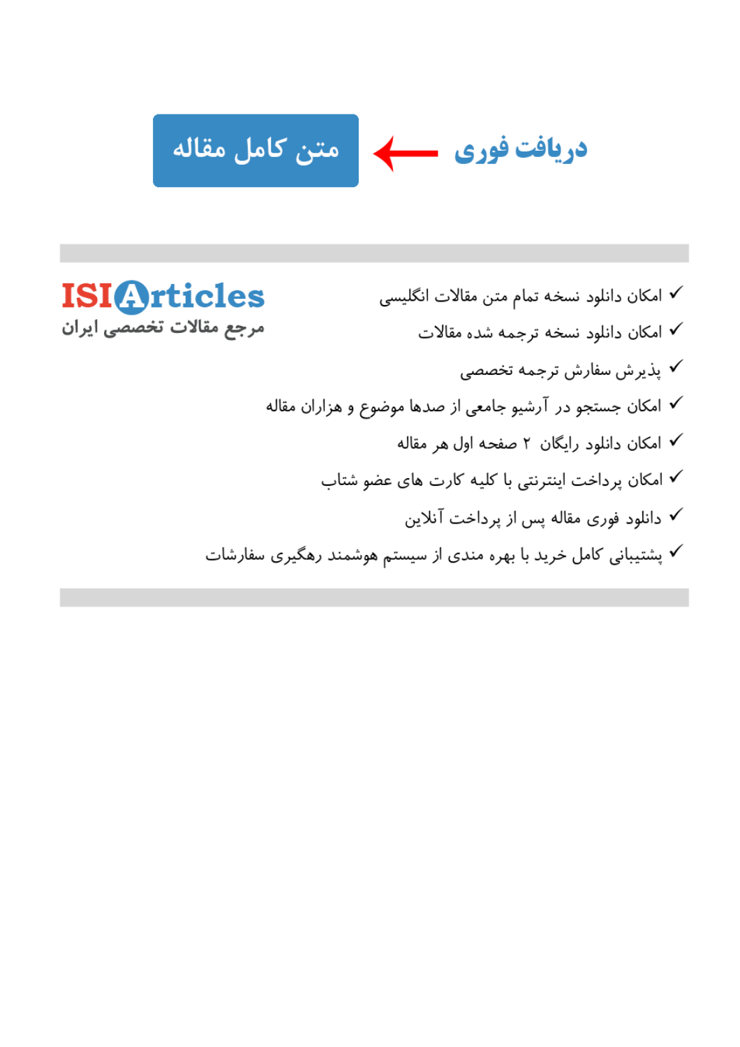دریافت فوری ← **متن کامل مقاله**

**ISIArticles**
مرجع مقالات تخصصی ایران

- ✓ امکان دانلود نسخه تمام متن مقالات انگلیسی
- ✓ امکان دانلود نسخه ترجمه شده مقالات
- ✓ پذیرش سفارش ترجمه تخصصی
- ✓ امکان جستجو در آرشیو جامعی از صدها موضوع و هزاران مقاله
- ✓ امکان دانلود رایگان ۲ صفحه اول هر مقاله
- ✓ امکان پرداخت اینترنتی با کلیه کارت های عضو شتاب
- ✓ دانلود فوری مقاله پس از پرداخت آنلاین
- ✓ پشتیبانی کامل خرید با بهره مندی از سیستم هوشمند رهگیری سفارشات